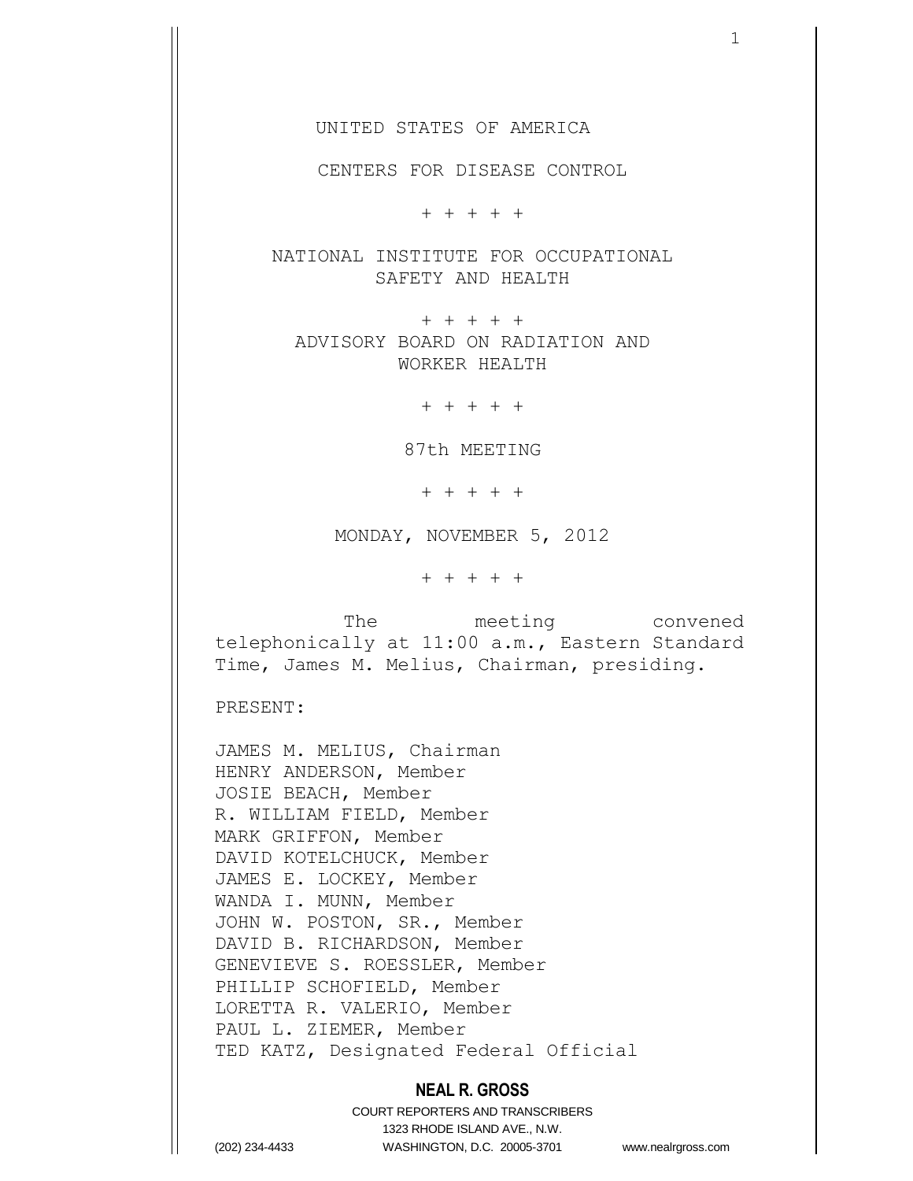UNITED STATES OF AMERICA

CENTERS FOR DISEASE CONTROL

+ + + + +

NATIONAL INSTITUTE FOR OCCUPATIONAL SAFETY AND HEALTH

+ + + + +

ADVISORY BOARD ON RADIATION AND WORKER HEALTH

+ + + + +

87th MEETING

+ + + + +

MONDAY, NOVEMBER 5, 2012

+ + + + +

The meeting convened telephonically at 11:00 a.m., Eastern Standard Time, James M. Melius, Chairman, presiding.

PRESENT:

JAMES M. MELIUS, Chairman
HENRY ANDERSON, Member
JOSIE BEACH, Member
R. WILLIAM FIELD, Member
MARK GRIFFON, Member
DAVID KOTELCHUCK, Member
JAMES E. LOCKEY, Member
WANDA I. MUNN, Member
JOHN W. POSTON, SR., Member
DAVID B. RICHARDSON, Member
GENEVIEVE S. ROESSLER, Member
PHILLIP SCHOFIELD, Member
LORETTA R. VALERIO, Member
PAUL L. ZIEMER, Member
TED KATZ, Designated Federal Official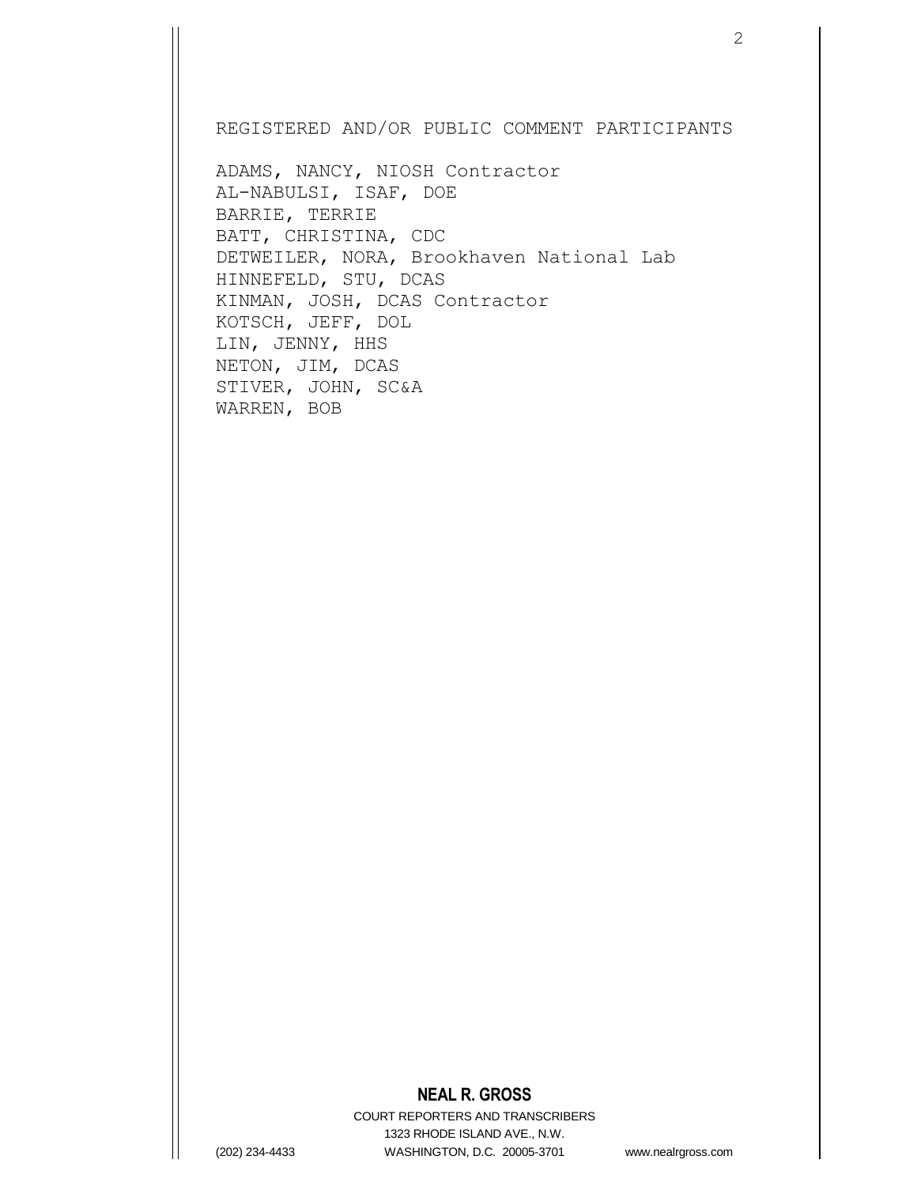REGISTERED AND/OR PUBLIC COMMENT PARTICIPANTS

ADAMS, NANCY, NIOSH Contractor
AL-NABULSI, ISAF, DOE
BARRIE, TERRIE
BATT, CHRISTINA, CDC
DETWEILER, NORA, Brookhaven National Lab
HINNEFELD, STU, DCAS
KINMAN, JOSH, DCAS Contractor
KOTSCH, JEFF, DOL
LIN, JENNY, HHS
NETON, JIM, DCAS
STIVER, JOHN, SC&A
WARREN, BOB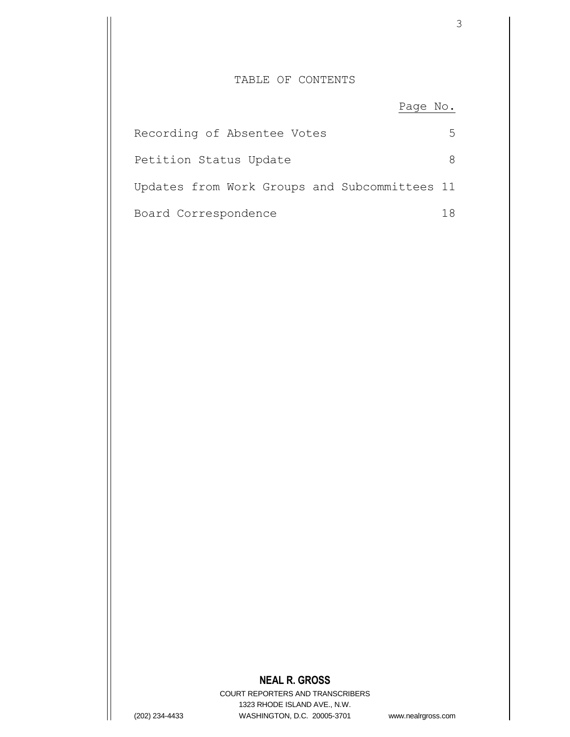# TABLE OF CONTENTS

| | Page No. |
|---|---|
| Recording of Absentee Votes | 5 |
| Petition Status Update | 8 |
| Updates from Work Groups and Subcommittees | 11 |
| Board Correspondence | 18 |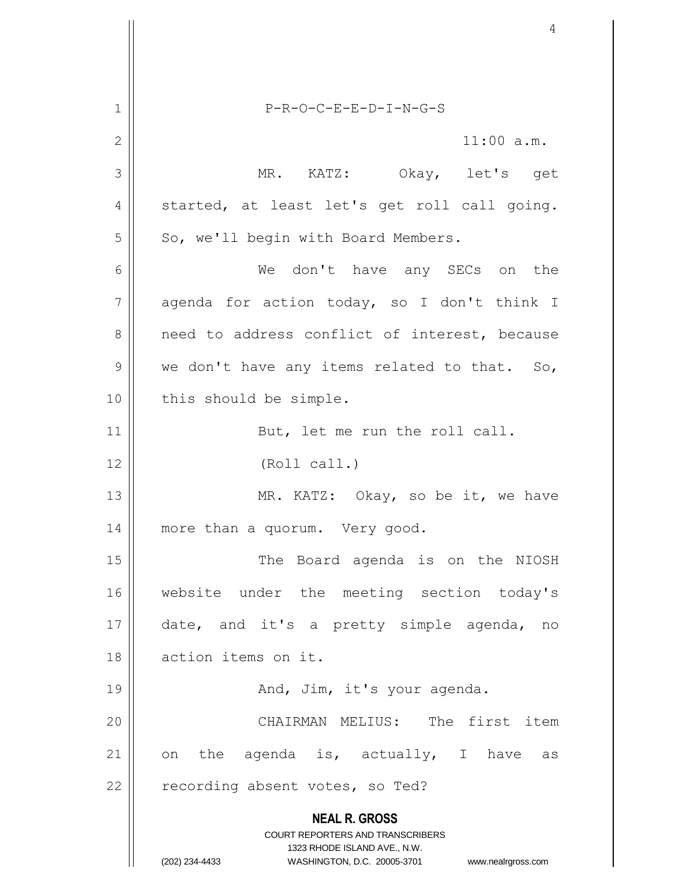P-R-O-C-E-E-D-I-N-G-S

11:00 a.m.

MR. KATZ: Okay, let's get started, at least let's get roll call going. So, we'll begin with Board Members.

We don't have any SECs on the agenda for action today, so I don't think I need to address conflict of interest, because we don't have any items related to that. So, this should be simple.

But, let me run the roll call.

(Roll call.)

MR. KATZ: Okay, so be it, we have more than a quorum. Very good.

The Board agenda is on the NIOSH website under the meeting section today's date, and it's a pretty simple agenda, no action items on it.

And, Jim, it's your agenda.

CHAIRMAN MELIUS: The first item on the agenda is, actually, I have as recording absent votes, so Ted?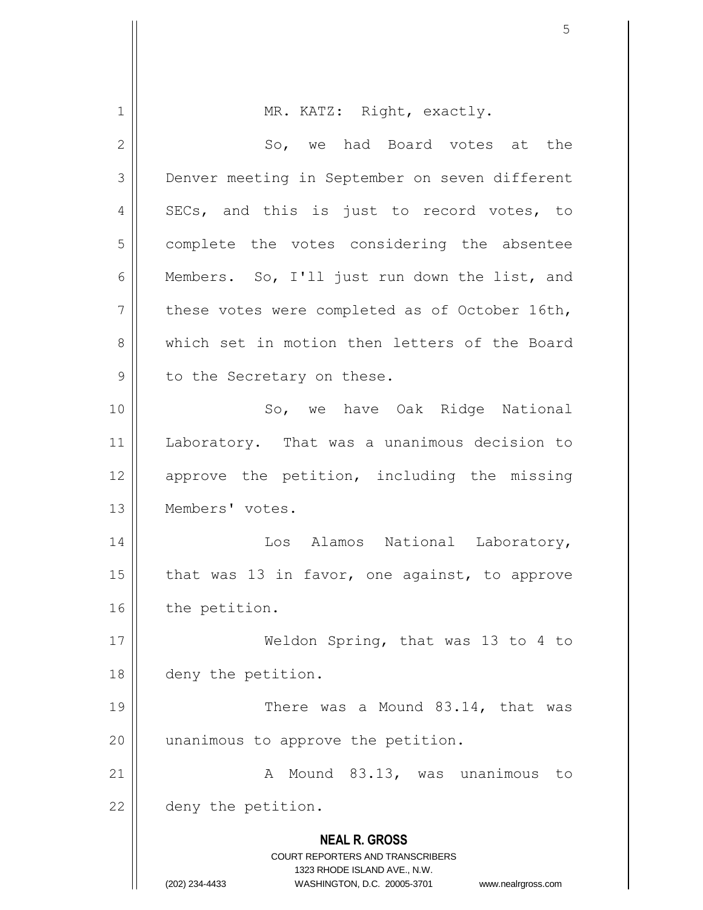MR. KATZ: Right, exactly.

So, we had Board votes at the Denver meeting in September on seven different SECs, and this is just to record votes, to complete the votes considering the absentee Members. So, I'll just run down the list, and these votes were completed as of October 16th, which set in motion then letters of the Board to the Secretary on these.

So, we have Oak Ridge National Laboratory. That was a unanimous decision to approve the petition, including the missing Members' votes.

Los Alamos National Laboratory, that was 13 in favor, one against, to approve the petition.

Weldon Spring, that was 13 to 4 to deny the petition.

There was a Mound 83.14, that was unanimous to approve the petition.

A Mound 83.13, was unanimous to deny the petition.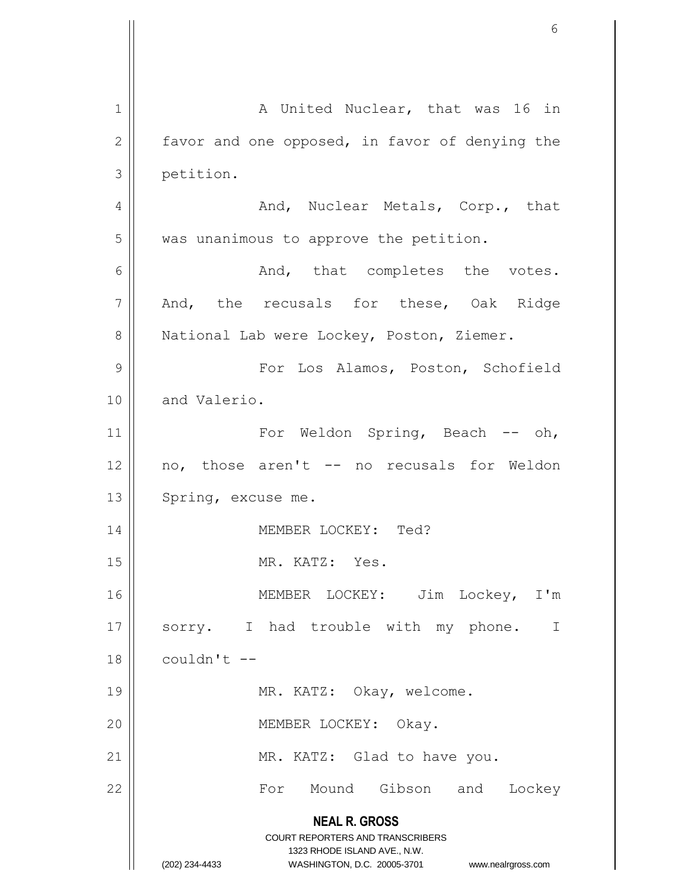A United Nuclear, that was 16 in favor and one opposed, in favor of denying the petition.

And, Nuclear Metals, Corp., that was unanimous to approve the petition.

And, that completes the votes. And, the recusals for these, Oak Ridge National Lab were Lockey, Poston, Ziemer.

For Los Alamos, Poston, Schofield and Valerio.

For Weldon Spring, Beach -- oh, no, those aren't -- no recusals for Weldon Spring, excuse me.

MEMBER LOCKEY: Ted?

MR. KATZ: Yes.

MEMBER LOCKEY: Jim Lockey, I'm sorry. I had trouble with my phone. I couldn't --

MR. KATZ: Okay, welcome.

MEMBER LOCKEY: Okay.

MR. KATZ: Glad to have you.

For Mound Gibson and Lockey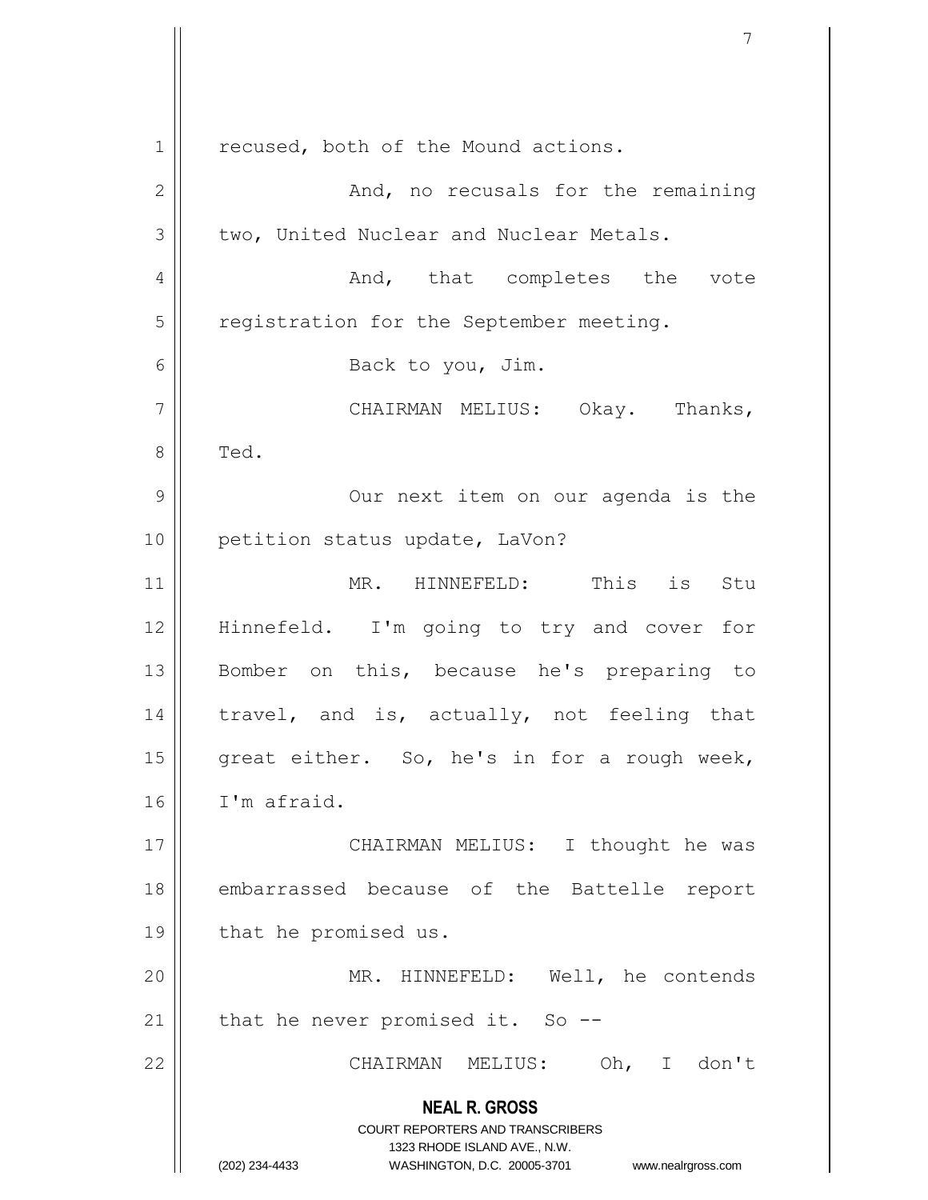recused, both of the Mound actions.

And, no recusals for the remaining two, United Nuclear and Nuclear Metals.

And, that completes the vote registration for the September meeting.

Back to you, Jim.

CHAIRMAN MELIUS: Okay. Thanks, Ted.

Our next item on our agenda is the petition status update, LaVon?

MR. HINNEFELD: This is Stu Hinnefeld. I'm going to try and cover for Bomber on this, because he's preparing to travel, and is, actually, not feeling that great either. So, he's in for a rough week, I'm afraid.

CHAIRMAN MELIUS: I thought he was embarrassed because of the Battelle report that he promised us.

MR. HINNEFELD: Well, he contends that he never promised it. So --

CHAIRMAN MELIUS: Oh, I don't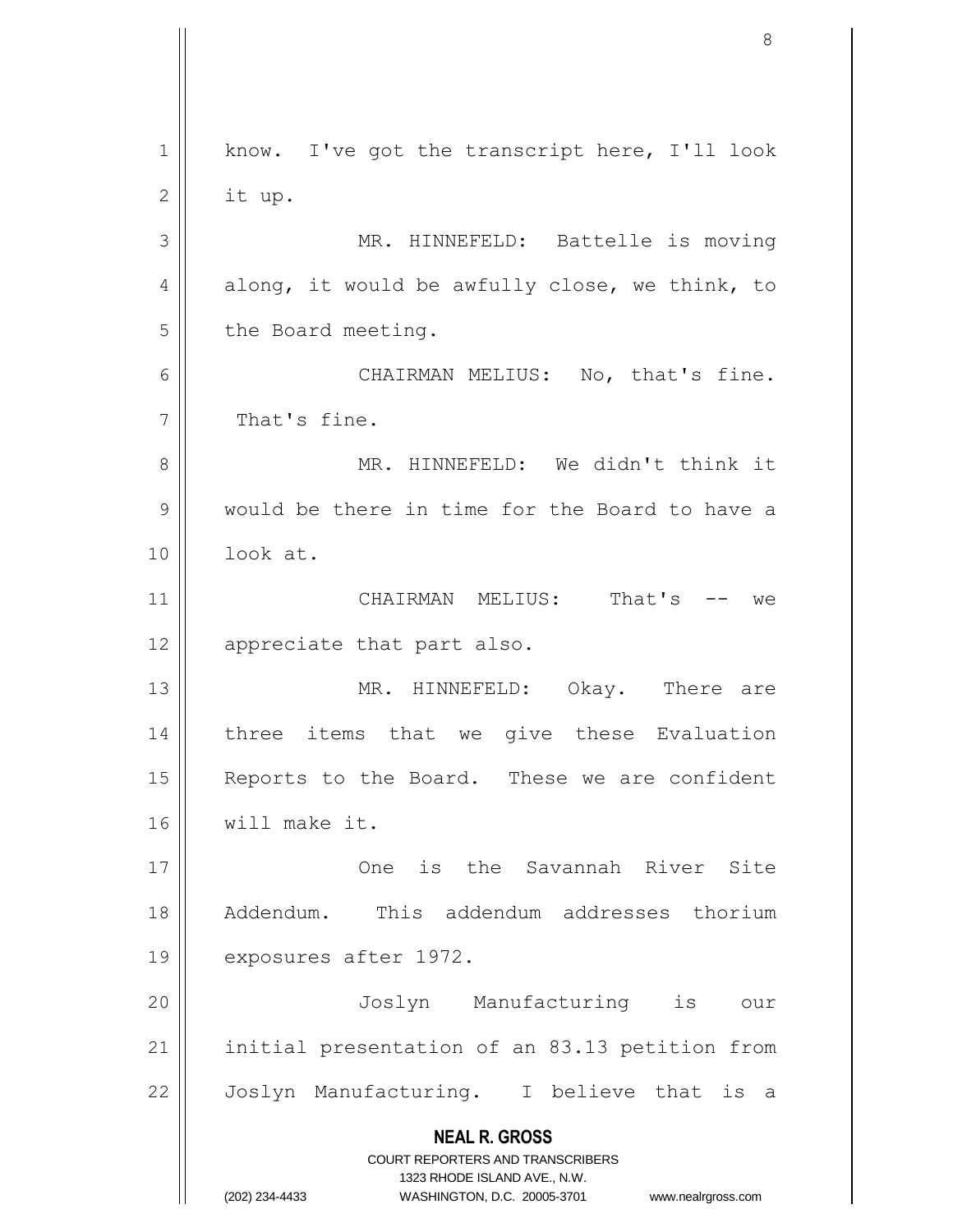know. I've got the transcript here, I'll look it up.

MR. HINNEFELD: Battelle is moving along, it would be awfully close, we think, to the Board meeting.

CHAIRMAN MELIUS: No, that's fine. That's fine.

MR. HINNEFELD: We didn't think it would be there in time for the Board to have a look at.

CHAIRMAN MELIUS: That's -- we appreciate that part also.

MR. HINNEFELD: Okay. There are three items that we give these Evaluation Reports to the Board. These we are confident will make it.

One is the Savannah River Site Addendum. This addendum addresses thorium exposures after 1972.

Joslyn Manufacturing is our initial presentation of an 83.13 petition from Joslyn Manufacturing. I believe that is a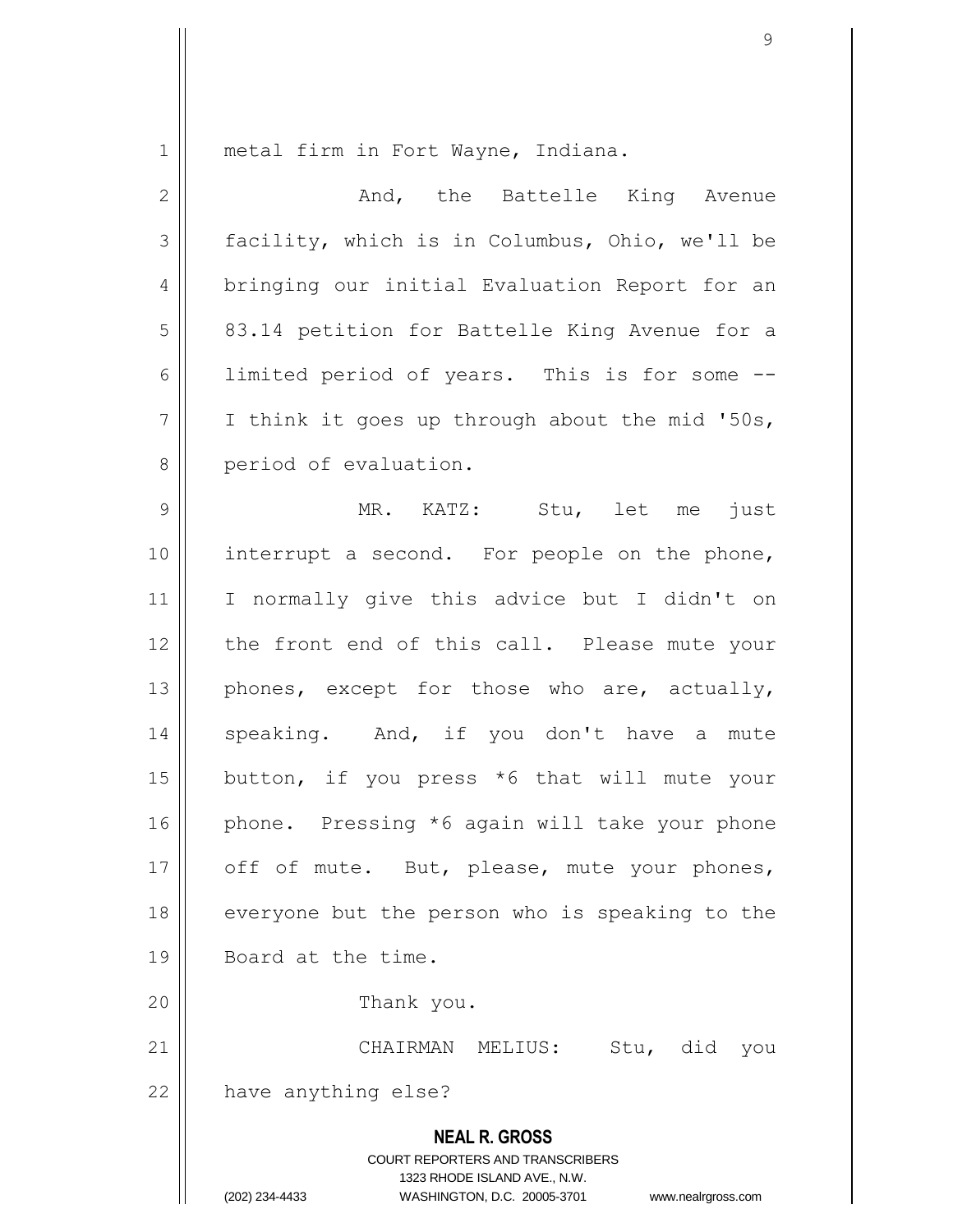metal firm in Fort Wayne, Indiana.

And, the Battelle King Avenue facility, which is in Columbus, Ohio, we'll be bringing our initial Evaluation Report for an 83.14 petition for Battelle King Avenue for a limited period of years. This is for some -- I think it goes up through about the mid '50s, period of evaluation.

MR. KATZ: Stu, let me just interrupt a second. For people on the phone, I normally give this advice but I didn't on the front end of this call. Please mute your phones, except for those who are, actually, speaking. And, if you don't have a mute button, if you press *6 that will mute your phone. Pressing *6 again will take your phone off of mute. But, please, mute your phones, everyone but the person who is speaking to the Board at the time.

Thank you.

CHAIRMAN MELIUS: Stu, did you have anything else?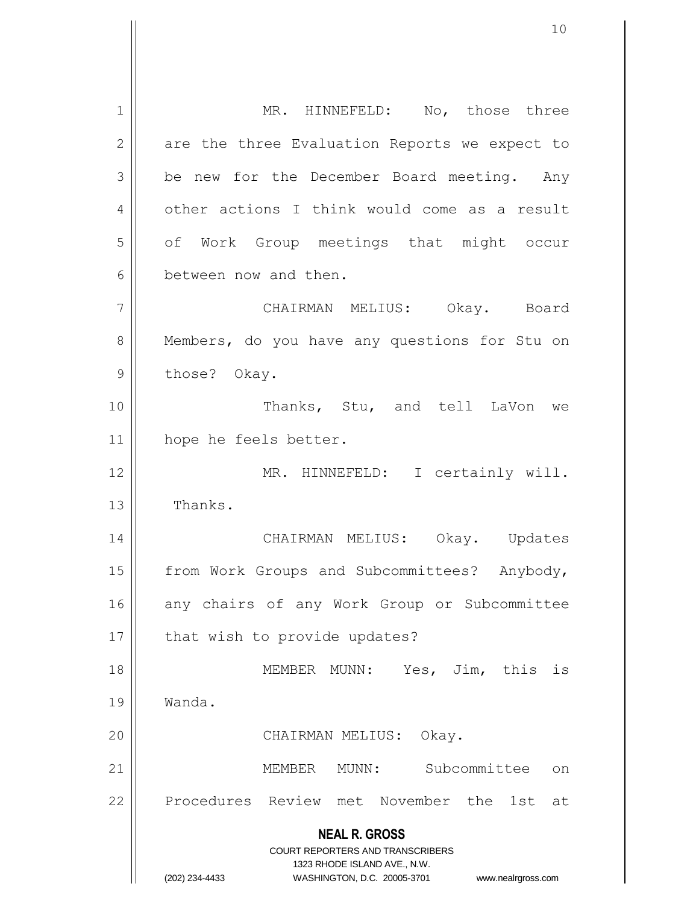MR. HINNEFELD: No, those three are the three Evaluation Reports we expect to be new for the December Board meeting. Any other actions I think would come as a result of Work Group meetings that might occur between now and then.

CHAIRMAN MELIUS: Okay. Board Members, do you have any questions for Stu on those? Okay.

Thanks, Stu, and tell LaVon we hope he feels better.

MR. HINNEFELD: I certainly will. Thanks.

CHAIRMAN MELIUS: Okay. Updates from Work Groups and Subcommittees? Anybody, any chairs of any Work Group or Subcommittee that wish to provide updates?

MEMBER MUNN: Yes, Jim, this is Wanda.

CHAIRMAN MELIUS: Okay.

MEMBER MUNN: Subcommittee on Procedures Review met November the 1st at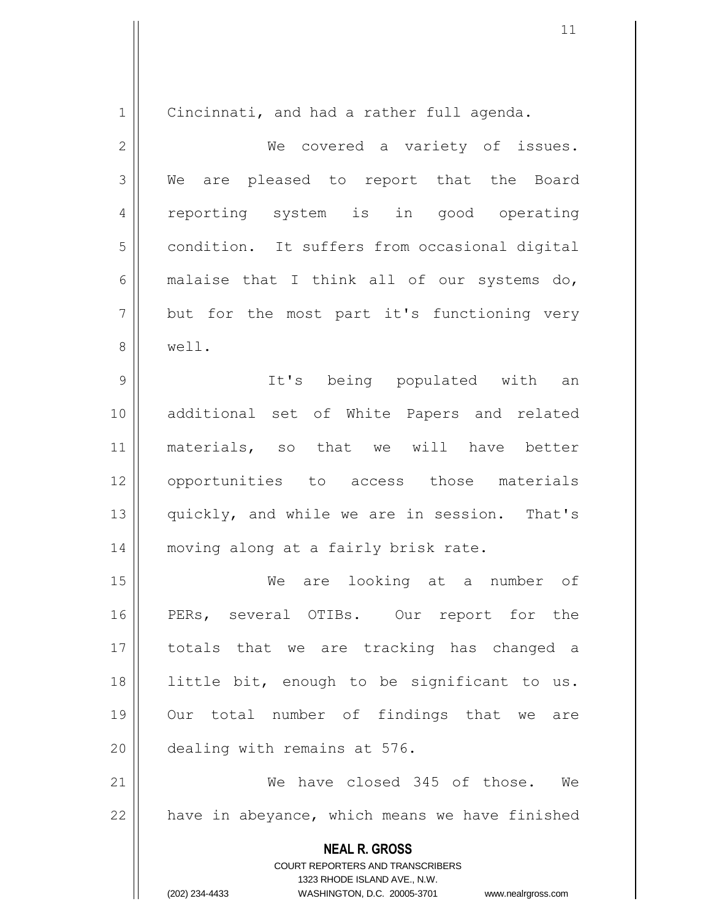Cincinnati, and had a rather full agenda.

We covered a variety of issues. We are pleased to report that the Board reporting system is in good operating condition. It suffers from occasional digital malaise that I think all of our systems do, but for the most part it's functioning very well.

It's being populated with an additional set of White Papers and related materials, so that we will have better opportunities to access those materials quickly, and while we are in session. That's moving along at a fairly brisk rate.

We are looking at a number of PERs, several OTIBs. Our report for the totals that we are tracking has changed a little bit, enough to be significant to us. Our total number of findings that we are dealing with remains at 576.

We have closed 345 of those. We have in abeyance, which means we have finished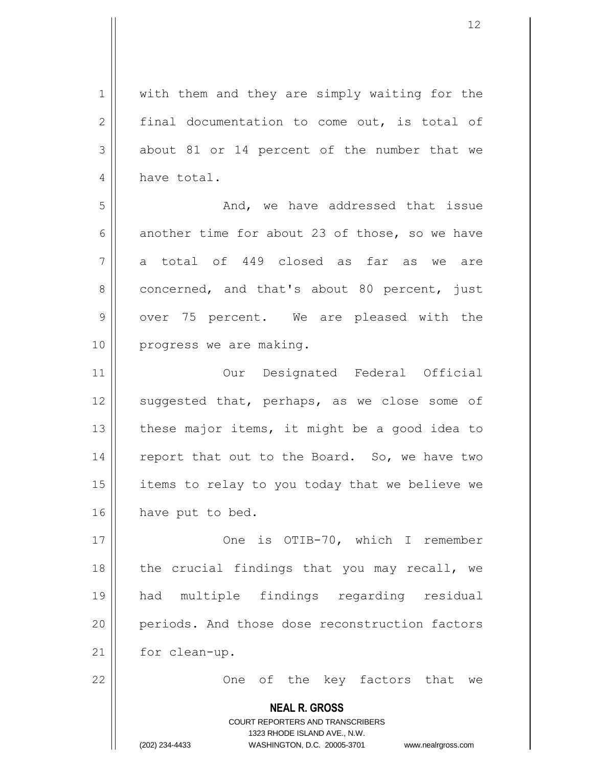with them and they are simply waiting for the final documentation to come out, is total of about 81 or 14 percent of the number that we have total.

And, we have addressed that issue another time for about 23 of those, so we have a total of 449 closed as far as we are concerned, and that's about 80 percent, just over 75 percent. We are pleased with the progress we are making.

Our Designated Federal Official suggested that, perhaps, as we close some of these major items, it might be a good idea to report that out to the Board. So, we have two items to relay to you today that we believe we have put to bed.

One is OTIB-70, which I remember the crucial findings that you may recall, we had multiple findings regarding residual periods. And those dose reconstruction factors for clean-up.

One of the key factors that we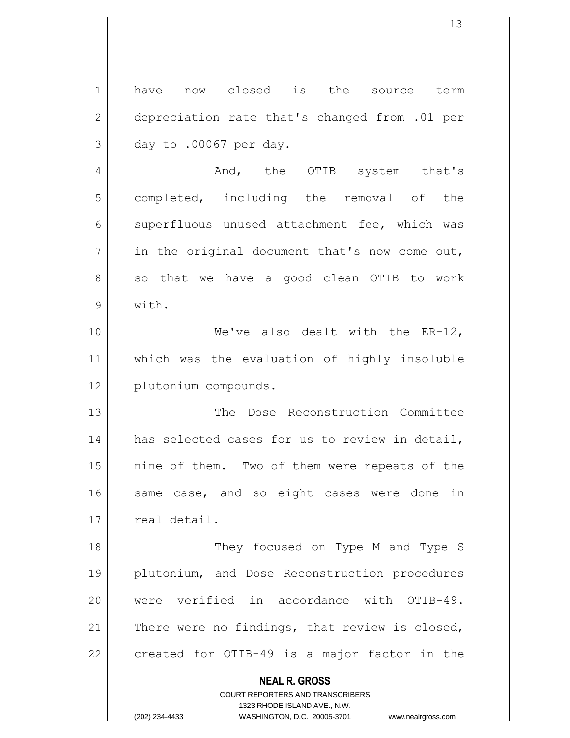have now closed is the source term depreciation rate that's changed from .01 per day to .00067 per day.

And, the OTIB system that's completed, including the removal of the superfluous unused attachment fee, which was in the original document that's now come out, so that we have a good clean OTIB to work with.

We've also dealt with the ER-12, which was the evaluation of highly insoluble plutonium compounds.

The Dose Reconstruction Committee has selected cases for us to review in detail, nine of them. Two of them were repeats of the same case, and so eight cases were done in real detail.

They focused on Type M and Type S plutonium, and Dose Reconstruction procedures were verified in accordance with OTIB-49. There were no findings, that review is closed, created for OTIB-49 is a major factor in the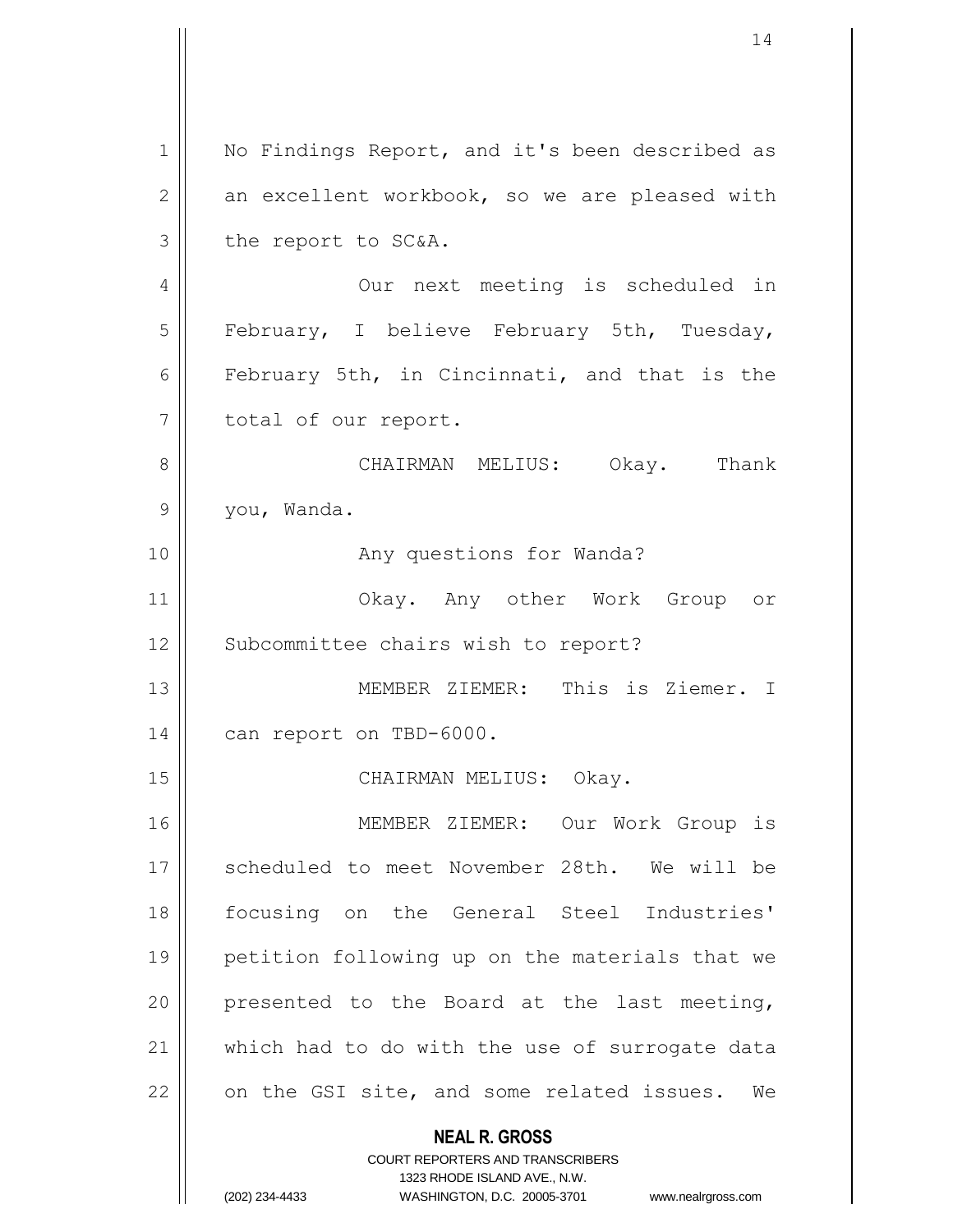No Findings Report, and it's been described as an excellent workbook, so we are pleased with the report to SC&A.

Our next meeting is scheduled in February, I believe February 5th, Tuesday, February 5th, in Cincinnati, and that is the total of our report.

CHAIRMAN MELIUS: Okay. Thank you, Wanda.

Any questions for Wanda?

Okay. Any other Work Group or Subcommittee chairs wish to report?

MEMBER ZIEMER: This is Ziemer. I can report on TBD-6000.

CHAIRMAN MELIUS: Okay.

MEMBER ZIEMER: Our Work Group is scheduled to meet November 28th. We will be focusing on the General Steel Industries' petition following up on the materials that we presented to the Board at the last meeting, which had to do with the use of surrogate data on the GSI site, and some related issues. We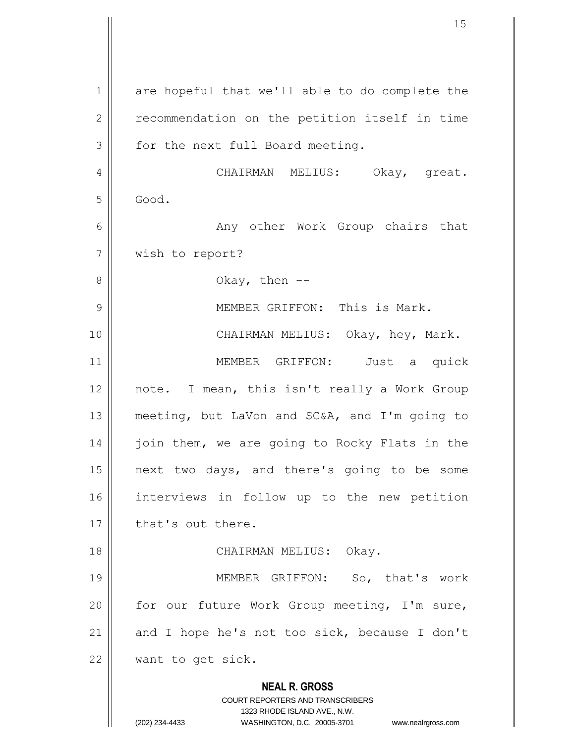are hopeful that we'll able to do complete the recommendation on the petition itself in time for the next full Board meeting.

CHAIRMAN MELIUS: Okay, great. Good.

Any other Work Group chairs that wish to report?

Okay, then --

MEMBER GRIFFON: This is Mark.

CHAIRMAN MELIUS: Okay, hey, Mark.

MEMBER GRIFFON: Just a quick note. I mean, this isn't really a Work Group meeting, but LaVon and SC&A, and I'm going to join them, we are going to Rocky Flats in the next two days, and there's going to be some interviews in follow up to the new petition that's out there.

CHAIRMAN MELIUS: Okay.

MEMBER GRIFFON: So, that's work for our future Work Group meeting, I'm sure, and I hope he's not too sick, because I don't want to get sick.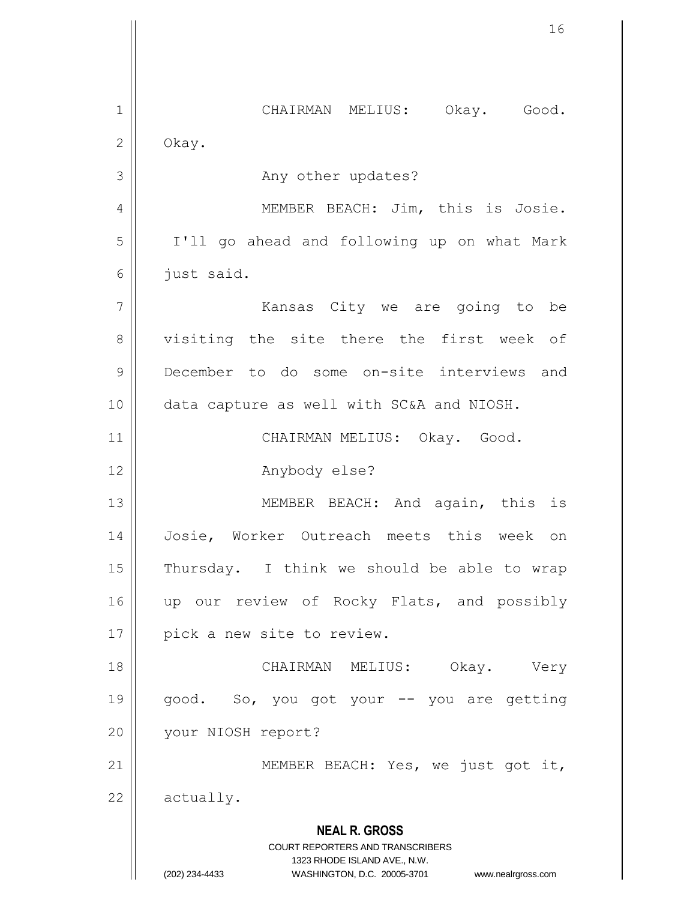CHAIRMAN MELIUS: Okay. Good. Okay.

Any other updates?

MEMBER BEACH: Jim, this is Josie. I'll go ahead and following up on what Mark just said.

Kansas City we are going to be visiting the site there the first week of December to do some on-site interviews and data capture as well with SC&A and NIOSH.

CHAIRMAN MELIUS: Okay. Good.

Anybody else?

MEMBER BEACH: And again, this is Josie, Worker Outreach meets this week on Thursday. I think we should be able to wrap up our review of Rocky Flats, and possibly pick a new site to review.

CHAIRMAN MELIUS: Okay. Very good. So, you got your -- you are getting your NIOSH report?

MEMBER BEACH: Yes, we just got it, actually.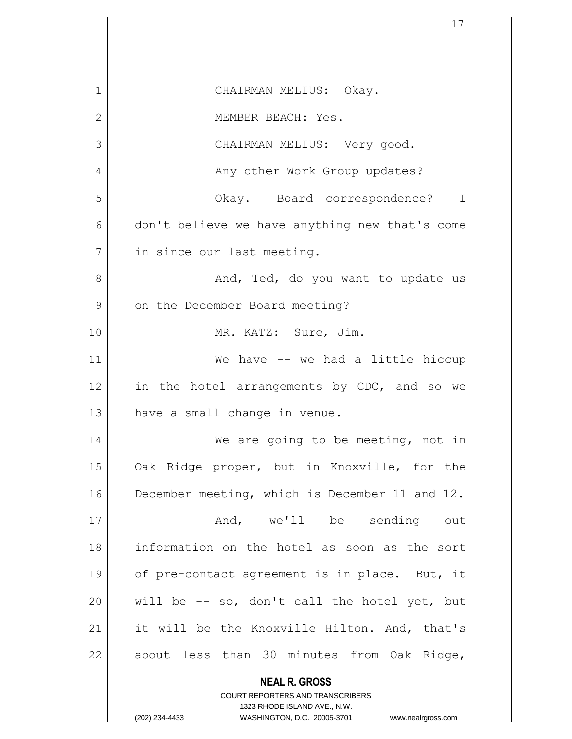CHAIRMAN MELIUS: Okay.

MEMBER BEACH: Yes.

CHAIRMAN MELIUS: Very good.

Any other Work Group updates?

Okay. Board correspondence? I don't believe we have anything new that's come in since our last meeting.

And, Ted, do you want to update us on the December Board meeting?

MR. KATZ: Sure, Jim.

We have -- we had a little hiccup in the hotel arrangements by CDC, and so we have a small change in venue.

We are going to be meeting, not in Oak Ridge proper, but in Knoxville, for the December meeting, which is December 11 and 12.

And, we'll be sending out information on the hotel as soon as the sort of pre-contact agreement is in place. But, it will be -- so, don't call the hotel yet, but it will be the Knoxville Hilton. And, that's about less than 30 minutes from Oak Ridge,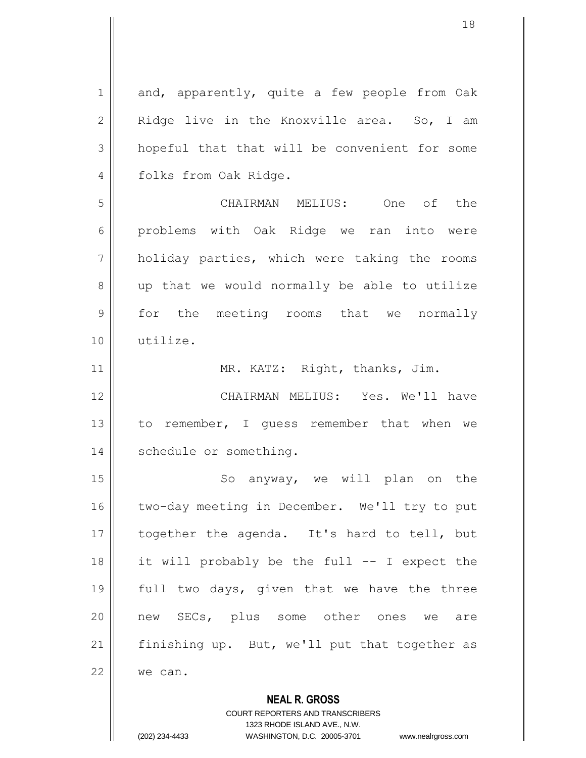and, apparently, quite a few people from Oak Ridge live in the Knoxville area. So, I am hopeful that that will be convenient for some folks from Oak Ridge.

CHAIRMAN MELIUS: One of the problems with Oak Ridge we ran into were holiday parties, which were taking the rooms up that we would normally be able to utilize for the meeting rooms that we normally utilize.

MR. KATZ: Right, thanks, Jim.

CHAIRMAN MELIUS: Yes. We'll have to remember, I guess remember that when we schedule or something.

So anyway, we will plan on the two-day meeting in December. We'll try to put together the agenda. It's hard to tell, but it will probably be the full -- I expect the full two days, given that we have the three new SECs, plus some other ones we are finishing up. But, we'll put that together as we can.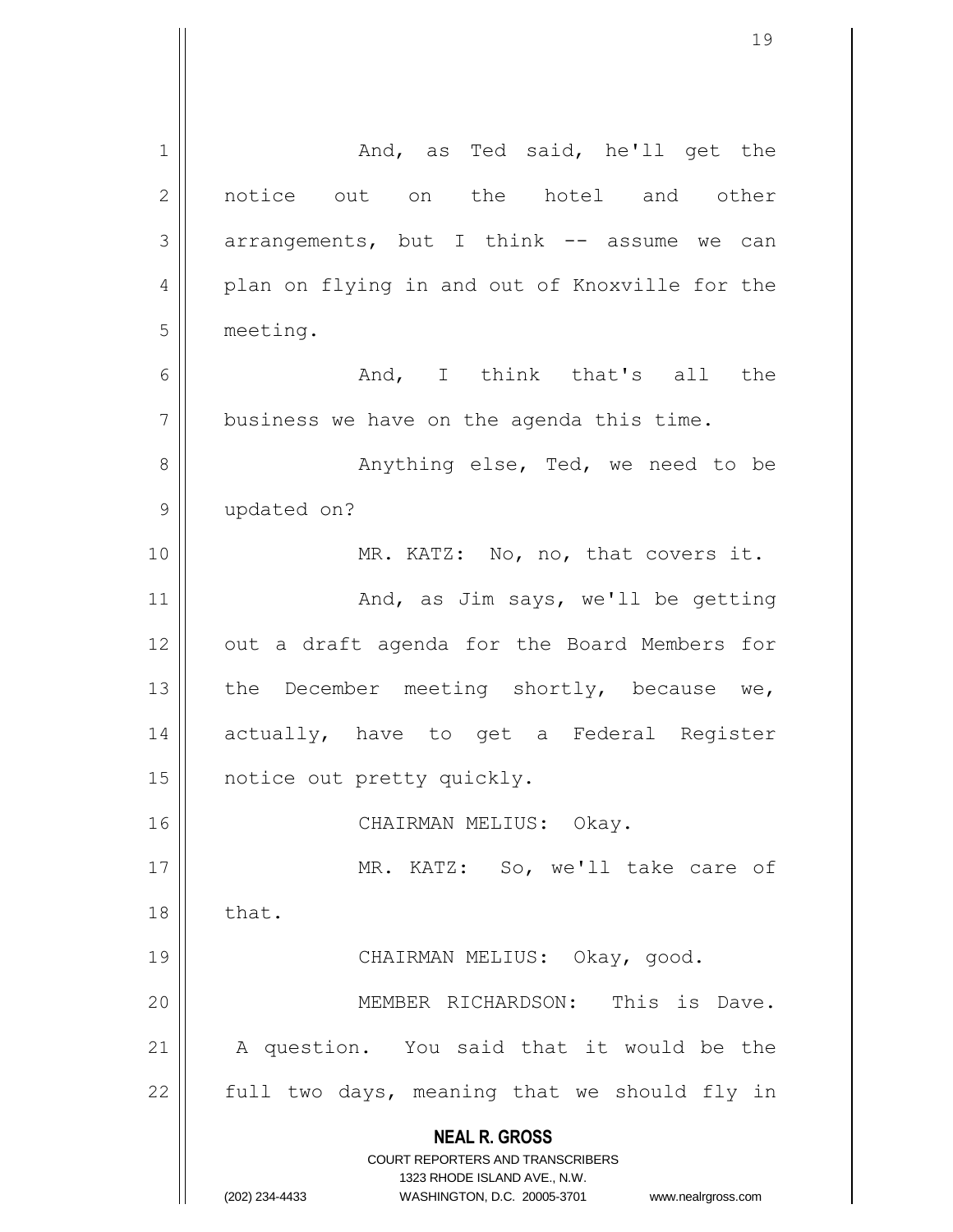And, as Ted said, he'll get the notice out on the hotel and other arrangements, but I think -- assume we can plan on flying in and out of Knoxville for the meeting.

And, I think that's all the business we have on the agenda this time.

Anything else, Ted, we need to be updated on?

MR. KATZ: No, no, that covers it.

And, as Jim says, we'll be getting out a draft agenda for the Board Members for the December meeting shortly, because we, actually, have to get a Federal Register notice out pretty quickly.

CHAIRMAN MELIUS: Okay.

MR. KATZ: So, we'll take care of that.

CHAIRMAN MELIUS: Okay, good.

MEMBER RICHARDSON: This is Dave. A question. You said that it would be the full two days, meaning that we should fly in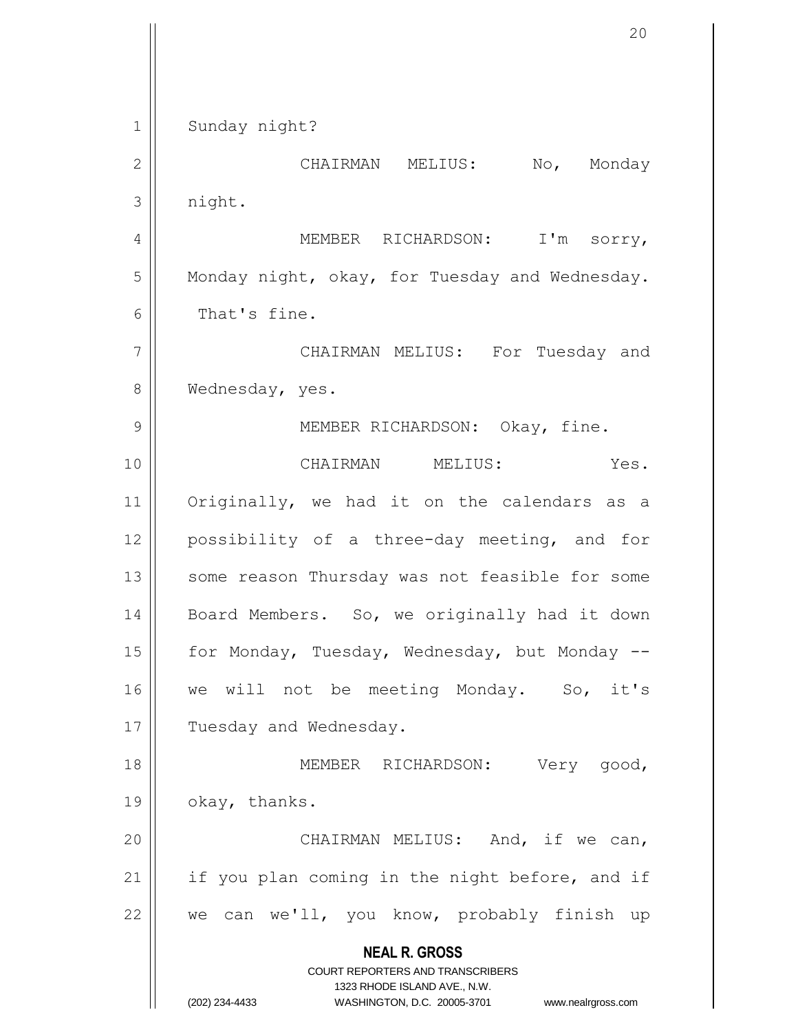Sunday night?

CHAIRMAN MELIUS: No, Monday night.

MEMBER RICHARDSON: I'm sorry, Monday night, okay, for Tuesday and Wednesday. That's fine.

CHAIRMAN MELIUS: For Tuesday and Wednesday, yes.

MEMBER RICHARDSON: Okay, fine.

CHAIRMAN MELIUS: Yes. Originally, we had it on the calendars as a possibility of a three-day meeting, and for some reason Thursday was not feasible for some Board Members. So, we originally had it down for Monday, Tuesday, Wednesday, but Monday -- we will not be meeting Monday. So, it's Tuesday and Wednesday.

MEMBER RICHARDSON: Very good, okay, thanks.

CHAIRMAN MELIUS: And, if we can, if you plan coming in the night before, and if we can we'll, you know, probably finish up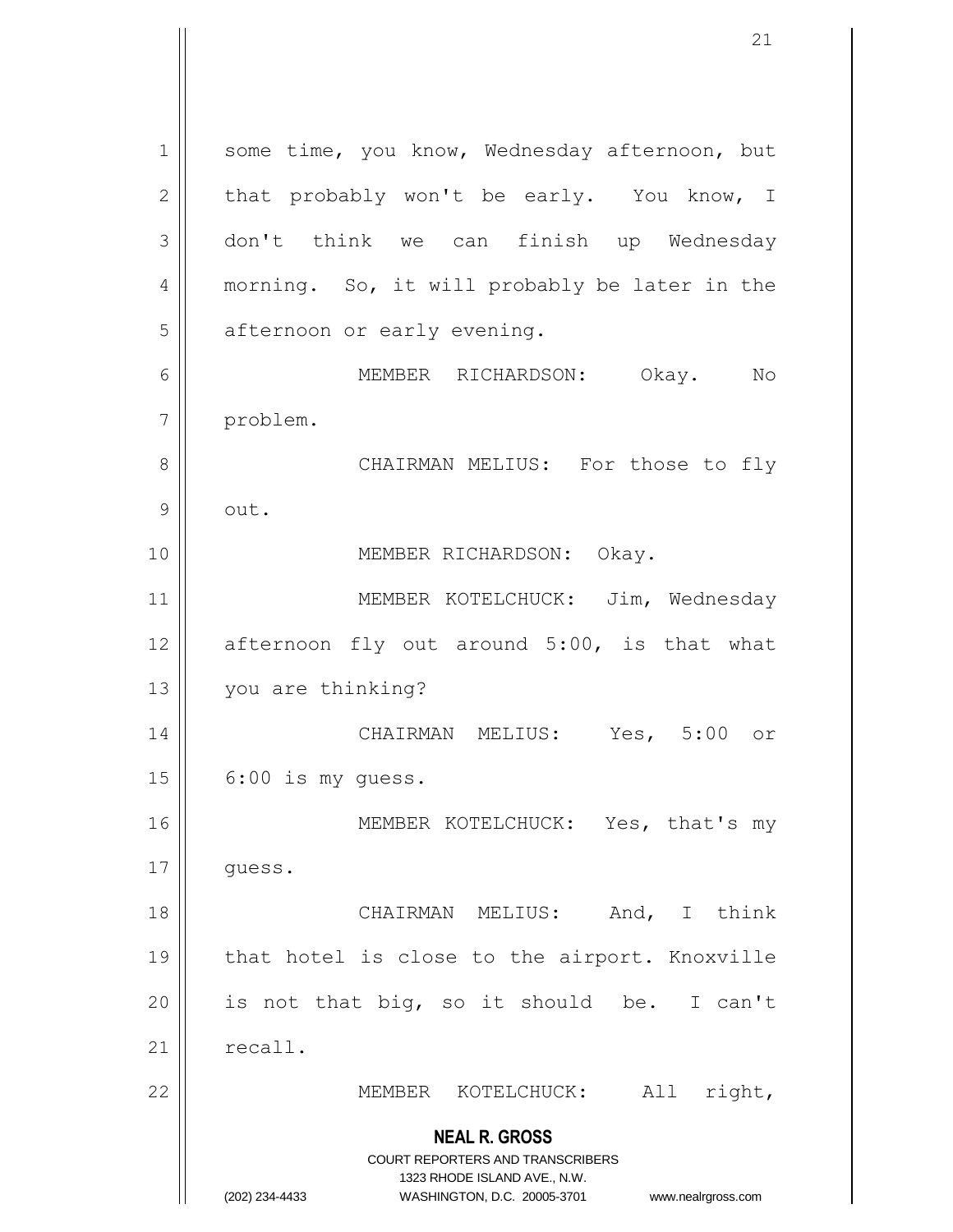some time, you know, Wednesday afternoon, but that probably won't be early. You know, I don't think we can finish up Wednesday morning. So, it will probably be later in the afternoon or early evening.

MEMBER RICHARDSON: Okay. No problem.

CHAIRMAN MELIUS: For those to fly out.

MEMBER RICHARDSON: Okay.

MEMBER KOTELCHUCK: Jim, Wednesday afternoon fly out around 5:00, is that what you are thinking?

CHAIRMAN MELIUS: Yes, 5:00 or 6:00 is my guess.

MEMBER KOTELCHUCK: Yes, that's my guess.

CHAIRMAN MELIUS: And, I think that hotel is close to the airport. Knoxville is not that big, so it should be. I can't recall.

MEMBER KOTELCHUCK: All right,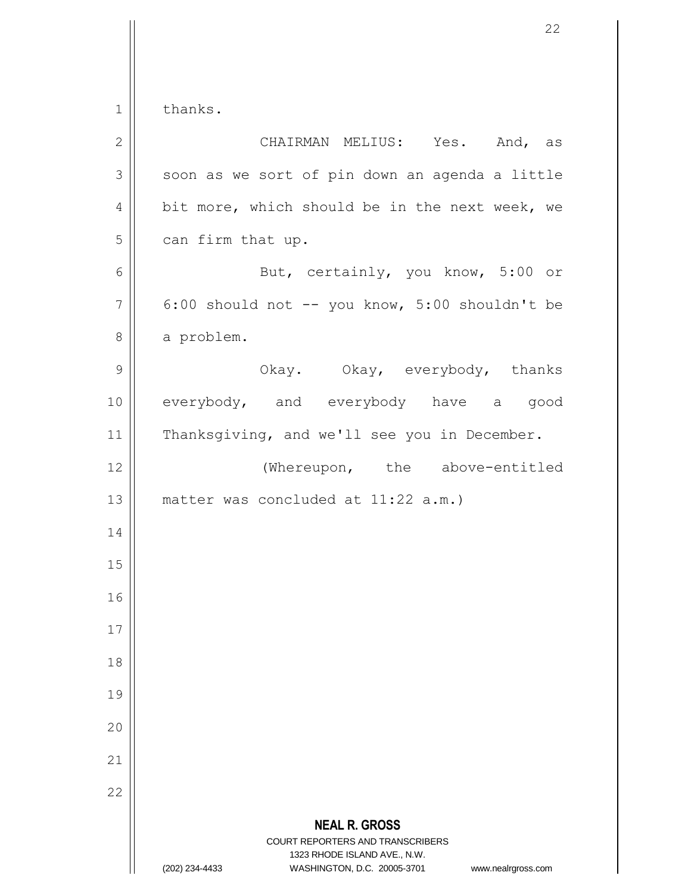thanks.

CHAIRMAN MELIUS: Yes. And, as soon as we sort of pin down an agenda a little bit more, which should be in the next week, we can firm that up.

But, certainly, you know, 5:00 or 6:00 should not -- you know, 5:00 shouldn't be a problem.

Okay. Okay, everybody, thanks everybody, and everybody have a good Thanksgiving, and we'll see you in December.

(Whereupon, the above-entitled matter was concluded at 11:22 a.m.)